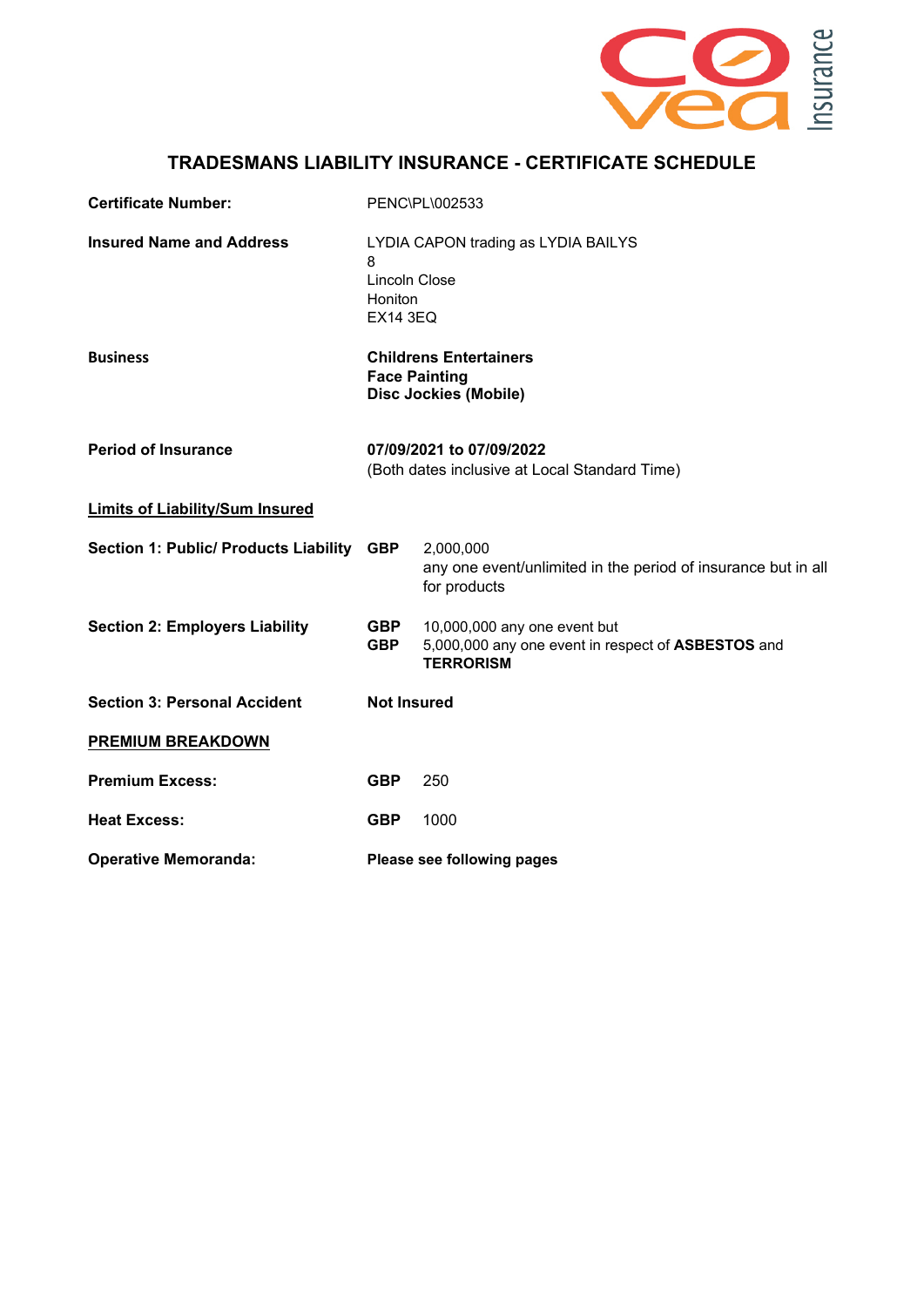# TRADESMANS LIABILITY INSURANCE - CERTIFICATE SCHEDULE

| | | |
|---|---|---|
| **Certificate Number:** | PENC\PL\002533 | |
| **Insured Name and Address** | LYDIA CAPON trading as LYDIA BAILYS<br>8<br>Lincoln Close<br>Honiton<br>EX14 3EQ | |
| **Business** | **Childrens Entertainers**<br>**Face Painting**<br>**Disc Jockies (Mobile)** | |
| **Period of Insurance** | **07/09/2021 to 07/09/2022**<br>(Both dates inclusive at Local Standard Time) | |

**Limits of Liability/Sum Insured**

| | | |
|---|---|---|
| **Section 1: Public/ Products Liability** | **GBP** | 2,000,000<br>any one event/unlimited in the period of insurance but in all for products |
| **Section 2: Employers Liability** | **GBP**<br>**GBP** | 10,000,000 any one event but<br>5,000,000 any one event in respect of **ASBESTOS** and **TERRORISM** |
| **Section 3: Personal Accident** | **Not Insured** | |

**PREMIUM BREAKDOWN**

| | | |
|---|---|---|
| **Premium Excess:** | **GBP** | 250 |
| **Heat Excess:** | **GBP** | 1000 |
| **Operative Memoranda:** | **Please see following pages** | |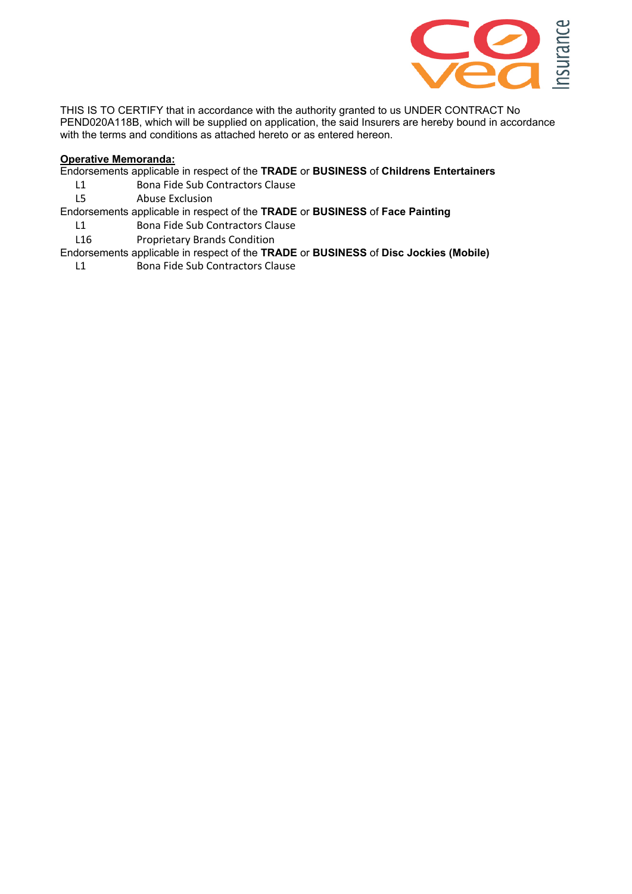THIS IS TO CERTIFY that in accordance with the authority granted to us UNDER CONTRACT No PEND020A118B, which will be supplied on application, the said Insurers are hereby bound in accordance with the terms and conditions as attached hereto or as entered hereon.

**Operative Memoranda:**

Endorsements applicable in respect of the **TRADE** or **BUSINESS** of **Childrens Entertainers**

- L1 Bona Fide Sub Contractors Clause
- L5 Abuse Exclusion

Endorsements applicable in respect of the **TRADE** or **BUSINESS** of **Face Painting**

- L1 Bona Fide Sub Contractors Clause
- L16 Proprietary Brands Condition

Endorsements applicable in respect of the **TRADE** or **BUSINESS** of **Disc Jockies (Mobile)**

- L1 Bona Fide Sub Contractors Clause